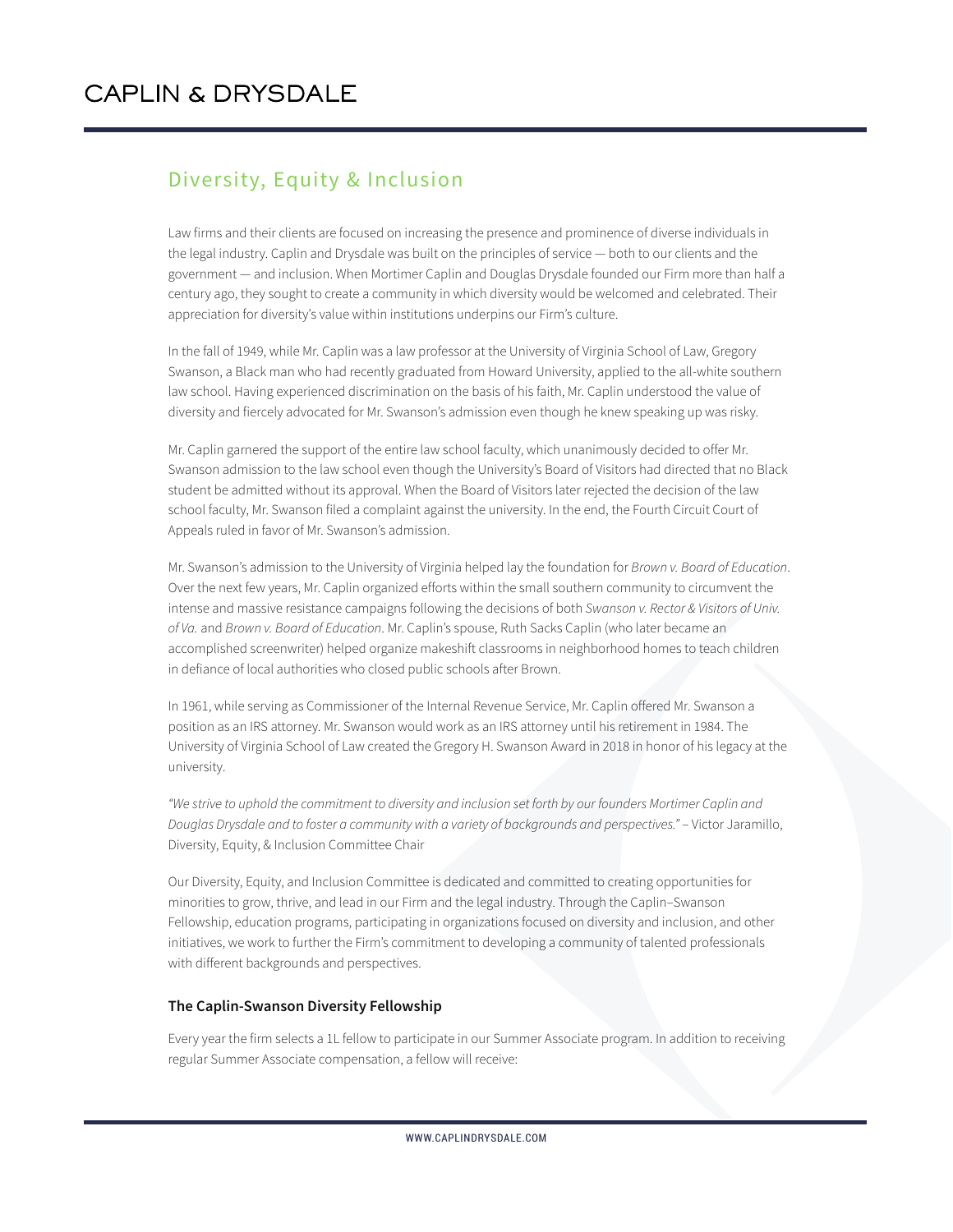# CAPLIN & DRYSDALE

## Diversity, Equity & Inclusion

Law firms and their clients are focused on increasing the presence and prominence of diverse individuals in the legal industry. Caplin and Drysdale was built on the principles of service — both to our clients and the government — and inclusion. When Mortimer Caplin and Douglas Drysdale founded our Firm more than half a century ago, they sought to create a community in which diversity would be welcomed and celebrated. Their appreciation for diversity's value within institutions underpins our Firm's culture.

In the fall of 1949, while Mr. Caplin was a law professor at the University of Virginia School of Law, Gregory Swanson, a Black man who had recently graduated from Howard University, applied to the all-white southern law school. Having experienced discrimination on the basis of his faith, Mr. Caplin understood the value of diversity and fiercely advocated for Mr. Swanson's admission even though he knew speaking up was risky.

Mr. Caplin garnered the support of the entire law school faculty, which unanimously decided to offer Mr. Swanson admission to the law school even though the University's Board of Visitors had directed that no Black student be admitted without its approval. When the Board of Visitors later rejected the decision of the law school faculty, Mr. Swanson filed a complaint against the university. In the end, the Fourth Circuit Court of Appeals ruled in favor of Mr. Swanson's admission.

Mr. Swanson's admission to the University of Virginia helped lay the foundation for *Brown v. Board of Education*. Over the next few years, Mr. Caplin organized efforts within the small southern community to circumvent the intense and massive resistance campaigns following the decisions of both *Swanson v. Rector & Visitors of Univ. of Va.* and *Brown v. Board of Education*. Mr. Caplin's spouse, Ruth Sacks Caplin (who later became an accomplished screenwriter) helped organize makeshift classrooms in neighborhood homes to teach children in defiance of local authorities who closed public schools after Brown.

In 1961, while serving as Commissioner of the Internal Revenue Service, Mr. Caplin offered Mr. Swanson a position as an IRS attorney. Mr. Swanson would work as an IRS attorney until his retirement in 1984. The University of Virginia School of Law created the Gregory H. Swanson Award in 2018 in honor of his legacy at the university.

*"We strive to uphold the commitment to diversity and inclusion set forth by our founders Mortimer Caplin and Douglas Drysdale and to foster a community with a variety of backgrounds and perspectives."* – Victor Jaramillo, Diversity, Equity, & Inclusion Committee Chair

Our Diversity, Equity, and Inclusion Committee is dedicated and committed to creating opportunities for minorities to grow, thrive, and lead in our Firm and the legal industry. Through the Caplin–Swanson Fellowship, education programs, participating in organizations focused on diversity and inclusion, and other initiatives, we work to further the Firm's commitment to developing a community of talented professionals with different backgrounds and perspectives.

### The Caplin-Swanson Diversity Fellowship

Every year the firm selects a 1L fellow to participate in our Summer Associate program. In addition to receiving regular Summer Associate compensation, a fellow will receive: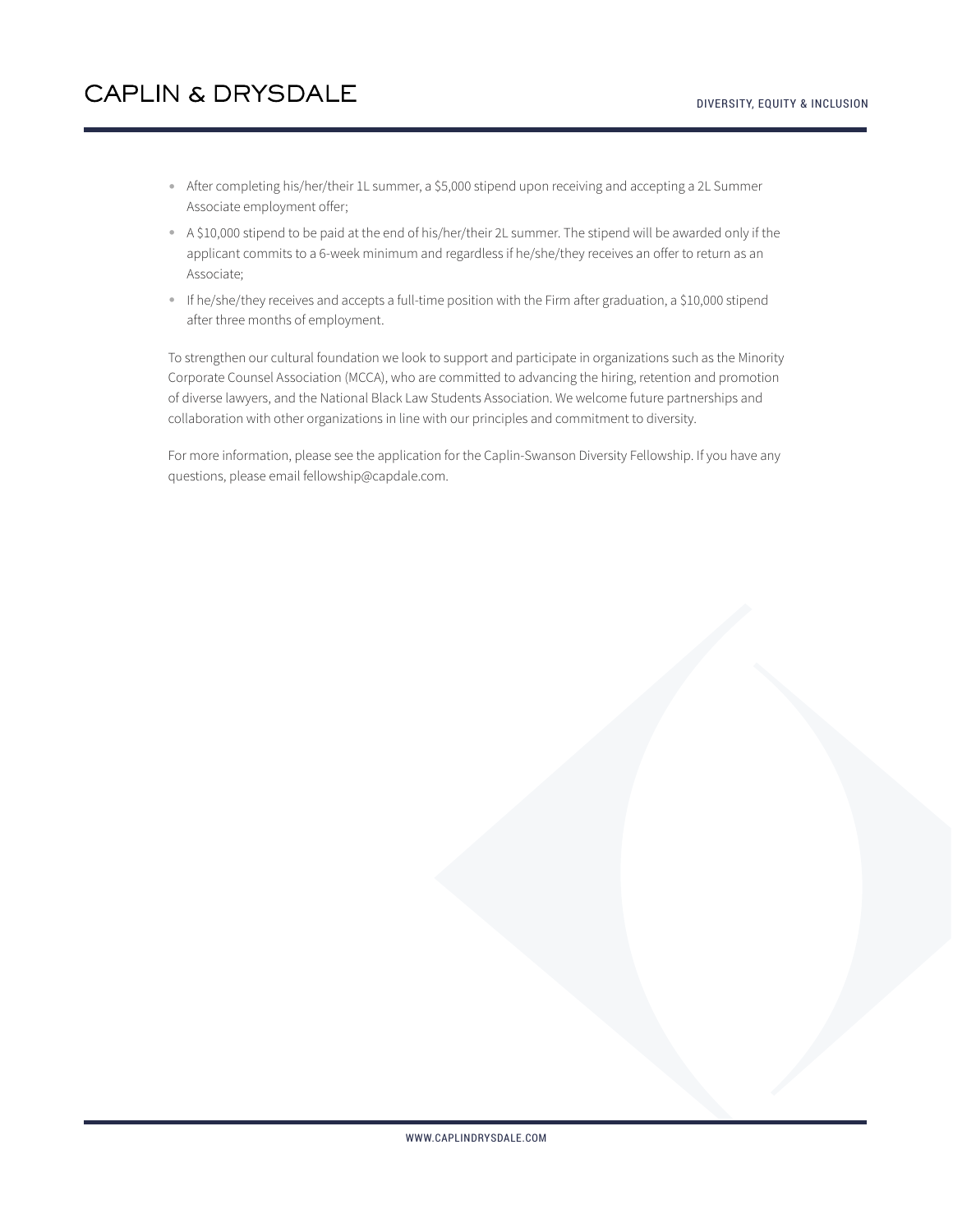- After completing his/her/their 1L summer, a $5,000 stipend upon receiving and accepting a 2L Summer Associate employment offer;
- A $10,000 stipend to be paid at the end of his/her/their 2L summer. The stipend will be awarded only if the applicant commits to a 6-week minimum and regardless if he/she/they receives an offer to return as an Associate;
- If he/she/they receives and accepts a full-time position with the Firm after graduation, a $10,000 stipend after three months of employment.

To strengthen our cultural foundation we look to support and participate in organizations such as the Minority Corporate Counsel Association (MCCA), who are committed to advancing the hiring, retention and promotion of diverse lawyers, and the National Black Law Students Association. We welcome future partnerships and collaboration with other organizations in line with our principles and commitment to diversity.

For more information, please see the application for the Caplin-Swanson Diversity Fellowship. If you have any questions, please email fellowship@capdale.com.